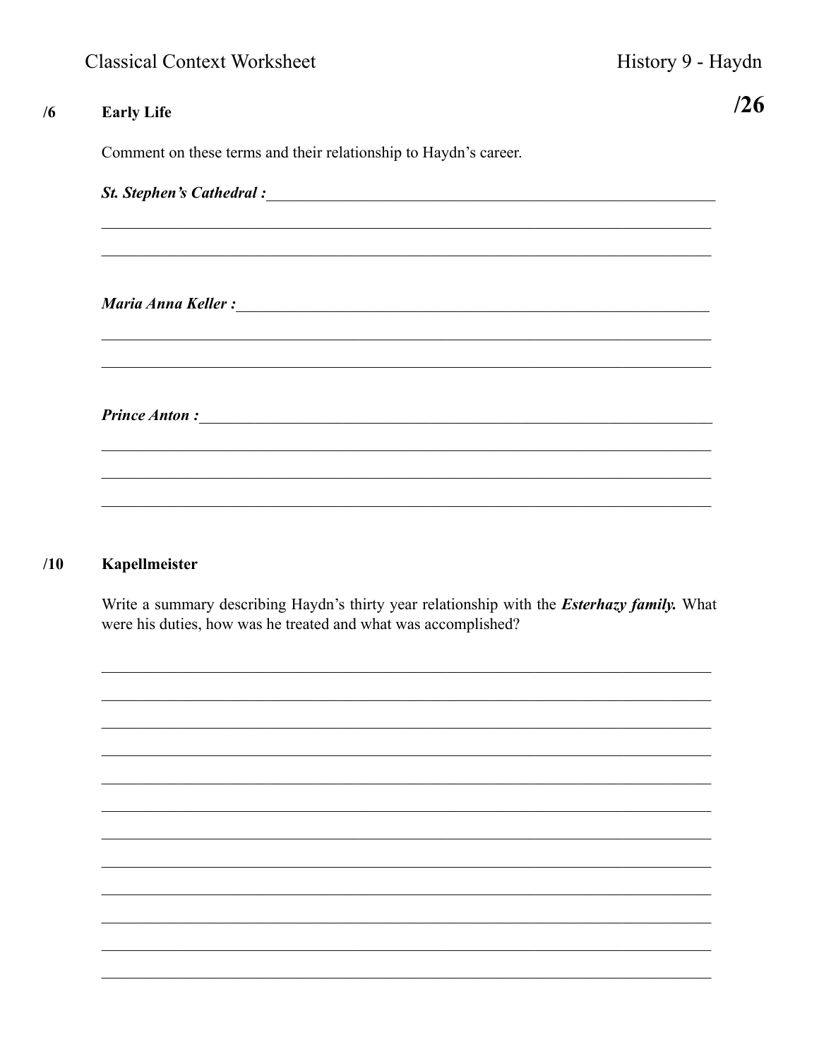Classical Context Worksheet

History 9 - Haydn

**/26**

## /6 Early Life

Comment on these terms and their relationship to Haydn's career.

***St. Stephen's Cathedral :*** ______________________________________________

________________________________________________________________

________________________________________________________________

***Maria Anna Keller :*** ______________________________________________

________________________________________________________________

________________________________________________________________

***Prince Anton :*** ______________________________________________

________________________________________________________________

________________________________________________________________

________________________________________________________________

## /10 Kapellmeister

Write a summary describing Haydn's thirty year relationship with the ***Esterhazy family.*** What were his duties, how was he treated and what was accomplished?

________________________________________________________________

________________________________________________________________

________________________________________________________________

________________________________________________________________

________________________________________________________________

________________________________________________________________

________________________________________________________________

________________________________________________________________

________________________________________________________________

________________________________________________________________

________________________________________________________________

________________________________________________________________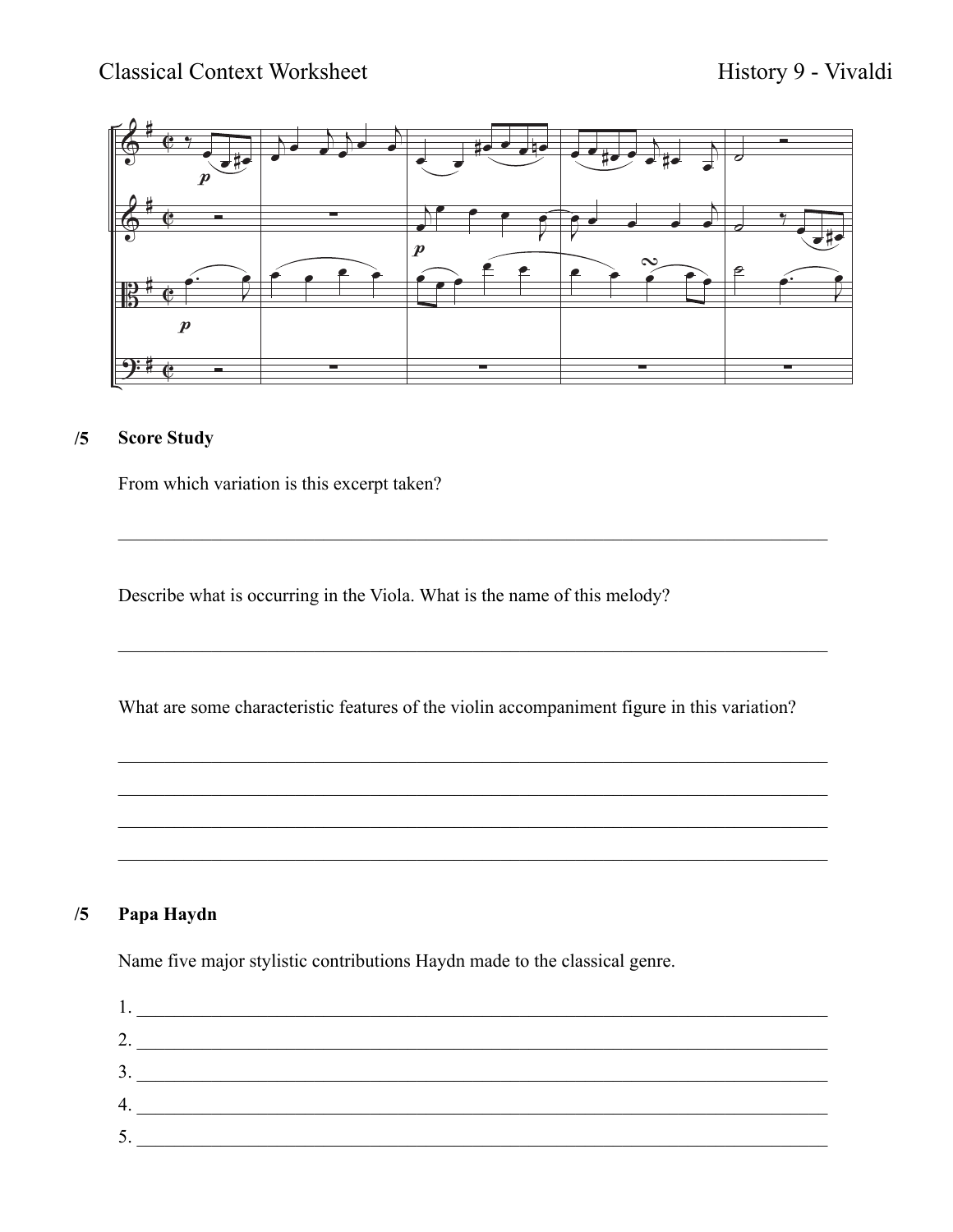Classical Context Worksheet — History 9 - Vivaldi

**/5 Score Study**

From which variation is this excerpt taken?

\_\_\_\_\_\_\_\_\_\_\_\_\_\_\_\_\_\_\_\_\_\_\_\_\_\_\_\_\_\_\_\_\_\_\_\_\_\_\_\_\_\_\_\_\_\_\_\_\_\_\_\_\_\_\_\_\_\_\_\_\_\_\_\_\_\_\_\_\_\_\_\_\_\_\_\_

Describe what is occurring in the Viola. What is the name of this melody?

\_\_\_\_\_\_\_\_\_\_\_\_\_\_\_\_\_\_\_\_\_\_\_\_\_\_\_\_\_\_\_\_\_\_\_\_\_\_\_\_\_\_\_\_\_\_\_\_\_\_\_\_\_\_\_\_\_\_\_\_\_\_\_\_\_\_\_\_\_\_\_\_\_\_\_\_

What are some characteristic features of the violin accompaniment figure in this variation?

\_\_\_\_\_\_\_\_\_\_\_\_\_\_\_\_\_\_\_\_\_\_\_\_\_\_\_\_\_\_\_\_\_\_\_\_\_\_\_\_\_\_\_\_\_\_\_\_\_\_\_\_\_\_\_\_\_\_\_\_\_\_\_\_\_\_\_\_\_\_\_\_\_\_\_\_

\_\_\_\_\_\_\_\_\_\_\_\_\_\_\_\_\_\_\_\_\_\_\_\_\_\_\_\_\_\_\_\_\_\_\_\_\_\_\_\_\_\_\_\_\_\_\_\_\_\_\_\_\_\_\_\_\_\_\_\_\_\_\_\_\_\_\_\_\_\_\_\_\_\_\_\_

\_\_\_\_\_\_\_\_\_\_\_\_\_\_\_\_\_\_\_\_\_\_\_\_\_\_\_\_\_\_\_\_\_\_\_\_\_\_\_\_\_\_\_\_\_\_\_\_\_\_\_\_\_\_\_\_\_\_\_\_\_\_\_\_\_\_\_\_\_\_\_\_\_\_\_\_

\_\_\_\_\_\_\_\_\_\_\_\_\_\_\_\_\_\_\_\_\_\_\_\_\_\_\_\_\_\_\_\_\_\_\_\_\_\_\_\_\_\_\_\_\_\_\_\_\_\_\_\_\_\_\_\_\_\_\_\_\_\_\_\_\_\_\_\_\_\_\_\_\_\_\_\_

**/5 Papa Haydn**

Name five major stylistic contributions Haydn made to the classical genre.

1. \_\_\_\_\_\_\_\_\_\_\_\_\_\_\_\_\_\_\_\_\_\_\_\_\_\_\_\_\_\_\_\_\_\_\_\_\_\_\_\_\_\_\_\_\_\_\_\_\_\_\_\_\_\_\_\_\_\_\_\_\_\_\_\_\_\_\_\_\_\_\_\_\_
2. \_\_\_\_\_\_\_\_\_\_\_\_\_\_\_\_\_\_\_\_\_\_\_\_\_\_\_\_\_\_\_\_\_\_\_\_\_\_\_\_\_\_\_\_\_\_\_\_\_\_\_\_\_\_\_\_\_\_\_\_\_\_\_\_\_\_\_\_\_\_\_\_\_
3. \_\_\_\_\_\_\_\_\_\_\_\_\_\_\_\_\_\_\_\_\_\_\_\_\_\_\_\_\_\_\_\_\_\_\_\_\_\_\_\_\_\_\_\_\_\_\_\_\_\_\_\_\_\_\_\_\_\_\_\_\_\_\_\_\_\_\_\_\_\_\_\_\_
4. \_\_\_\_\_\_\_\_\_\_\_\_\_\_\_\_\_\_\_\_\_\_\_\_\_\_\_\_\_\_\_\_\_\_\_\_\_\_\_\_\_\_\_\_\_\_\_\_\_\_\_\_\_\_\_\_\_\_\_\_\_\_\_\_\_\_\_\_\_\_\_\_\_
5. \_\_\_\_\_\_\_\_\_\_\_\_\_\_\_\_\_\_\_\_\_\_\_\_\_\_\_\_\_\_\_\_\_\_\_\_\_\_\_\_\_\_\_\_\_\_\_\_\_\_\_\_\_\_\_\_\_\_\_\_\_\_\_\_\_\_\_\_\_\_\_\_\_